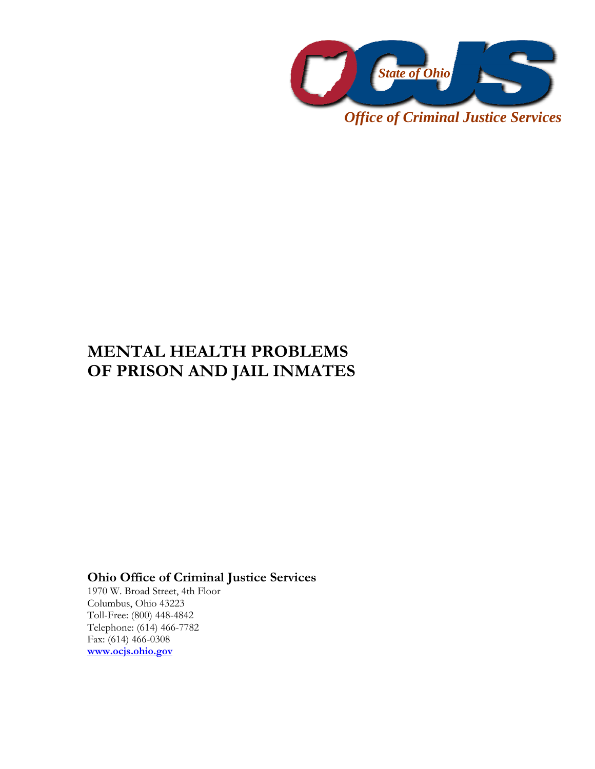State of Ohio

OCJS

*Office of Criminal Justice Services*

# MENTAL HEALTH PROBLEMS OF PRISON AND JAIL INMATES

**Ohio Office of Criminal Justice Services**
1970 W. Broad Street, 4th Floor
Columbus, Ohio 43223
Toll-Free: (800) 448-4842
Telephone: (614) 466-7782
Fax: (614) 466-0308
**www.ocjs.ohio.gov**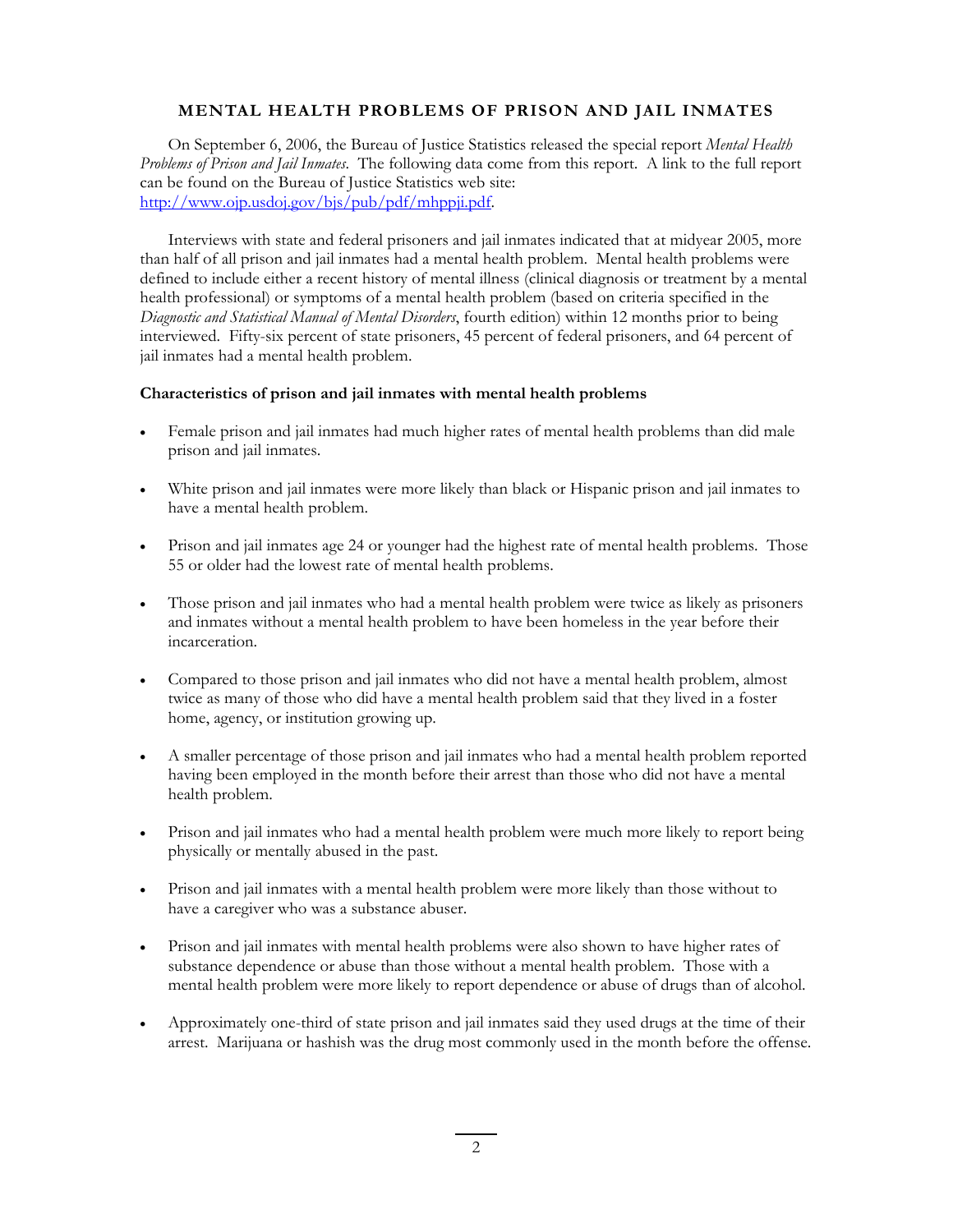# MENTAL HEALTH PROBLEMS OF PRISON AND JAIL INMATES

On September 6, 2006, the Bureau of Justice Statistics released the special report *Mental Health Problems of Prison and Jail Inmates*. The following data come from this report. A link to the full report can be found on the Bureau of Justice Statistics web site: [http://www.ojp.usdoj.gov/bjs/pub/pdf/mhppji.pdf](http://www.ojp.usdoj.gov/bjs/pub/pdf/mhppji.pdf).

Interviews with state and federal prisoners and jail inmates indicated that at midyear 2005, more than half of all prison and jail inmates had a mental health problem. Mental health problems were defined to include either a recent history of mental illness (clinical diagnosis or treatment by a mental health professional) or symptoms of a mental health problem (based on criteria specified in the *Diagnostic and Statistical Manual of Mental Disorders*, fourth edition) within 12 months prior to being interviewed. Fifty-six percent of state prisoners, 45 percent of federal prisoners, and 64 percent of jail inmates had a mental health problem.

**Characteristics of prison and jail inmates with mental health problems**

- Female prison and jail inmates had much higher rates of mental health problems than did male prison and jail inmates.
- White prison and jail inmates were more likely than black or Hispanic prison and jail inmates to have a mental health problem.
- Prison and jail inmates age 24 or younger had the highest rate of mental health problems. Those 55 or older had the lowest rate of mental health problems.
- Those prison and jail inmates who had a mental health problem were twice as likely as prisoners and inmates without a mental health problem to have been homeless in the year before their incarceration.
- Compared to those prison and jail inmates who did not have a mental health problem, almost twice as many of those who did have a mental health problem said that they lived in a foster home, agency, or institution growing up.
- A smaller percentage of those prison and jail inmates who had a mental health problem reported having been employed in the month before their arrest than those who did not have a mental health problem.
- Prison and jail inmates who had a mental health problem were much more likely to report being physically or mentally abused in the past.
- Prison and jail inmates with a mental health problem were more likely than those without to have a caregiver who was a substance abuser.
- Prison and jail inmates with mental health problems were also shown to have higher rates of substance dependence or abuse than those without a mental health problem. Those with a mental health problem were more likely to report dependence or abuse of drugs than of alcohol.
- Approximately one-third of state prison and jail inmates said they used drugs at the time of their arrest. Marijuana or hashish was the drug most commonly used in the month before the offense.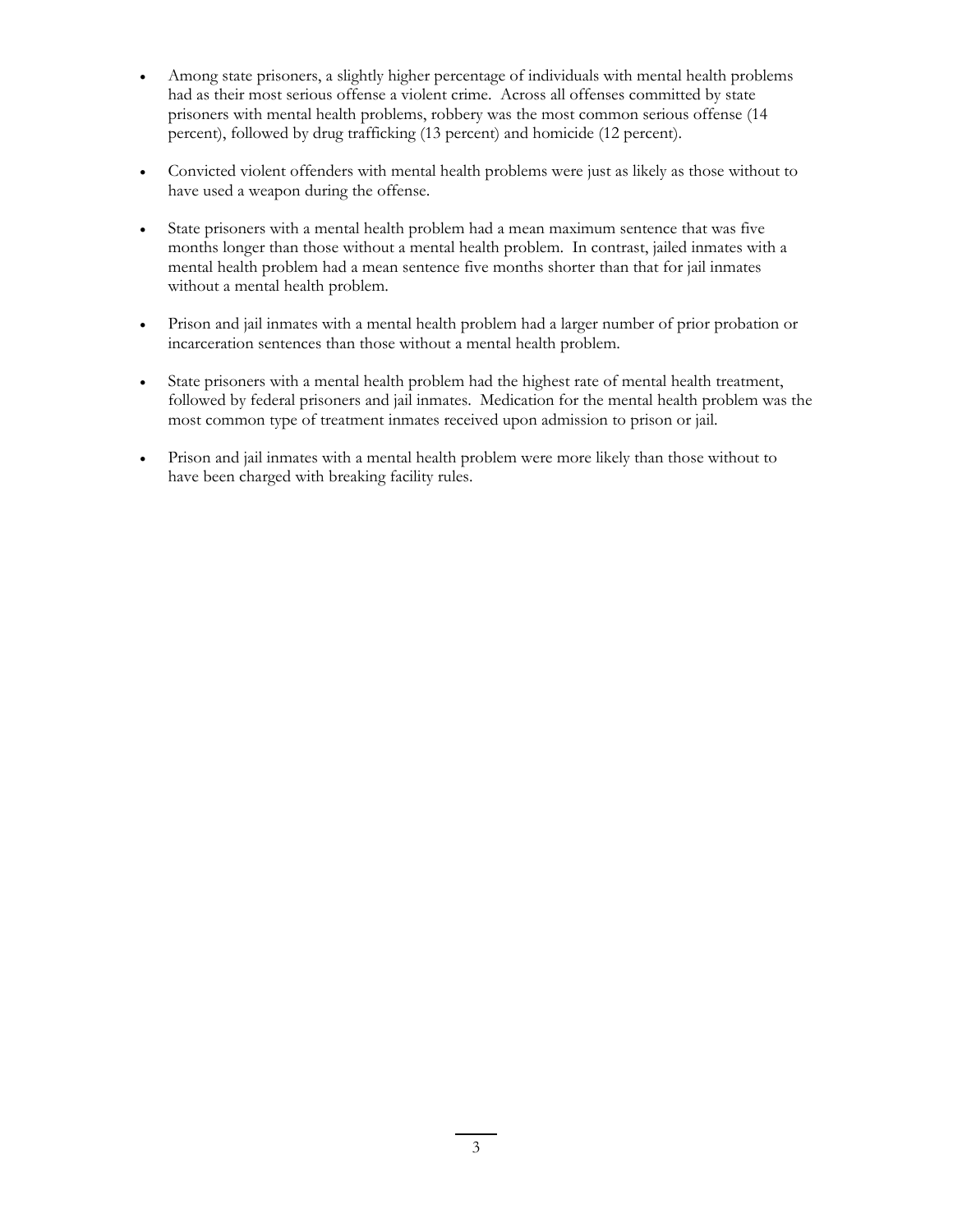- Among state prisoners, a slightly higher percentage of individuals with mental health problems had as their most serious offense a violent crime. Across all offenses committed by state prisoners with mental health problems, robbery was the most common serious offense (14 percent), followed by drug trafficking (13 percent) and homicide (12 percent).

- Convicted violent offenders with mental health problems were just as likely as those without to have used a weapon during the offense.

- State prisoners with a mental health problem had a mean maximum sentence that was five months longer than those without a mental health problem. In contrast, jailed inmates with a mental health problem had a mean sentence five months shorter than that for jail inmates without a mental health problem.

- Prison and jail inmates with a mental health problem had a larger number of prior probation or incarceration sentences than those without a mental health problem.

- State prisoners with a mental health problem had the highest rate of mental health treatment, followed by federal prisoners and jail inmates. Medication for the mental health problem was the most common type of treatment inmates received upon admission to prison or jail.

- Prison and jail inmates with a mental health problem were more likely than those without to have been charged with breaking facility rules.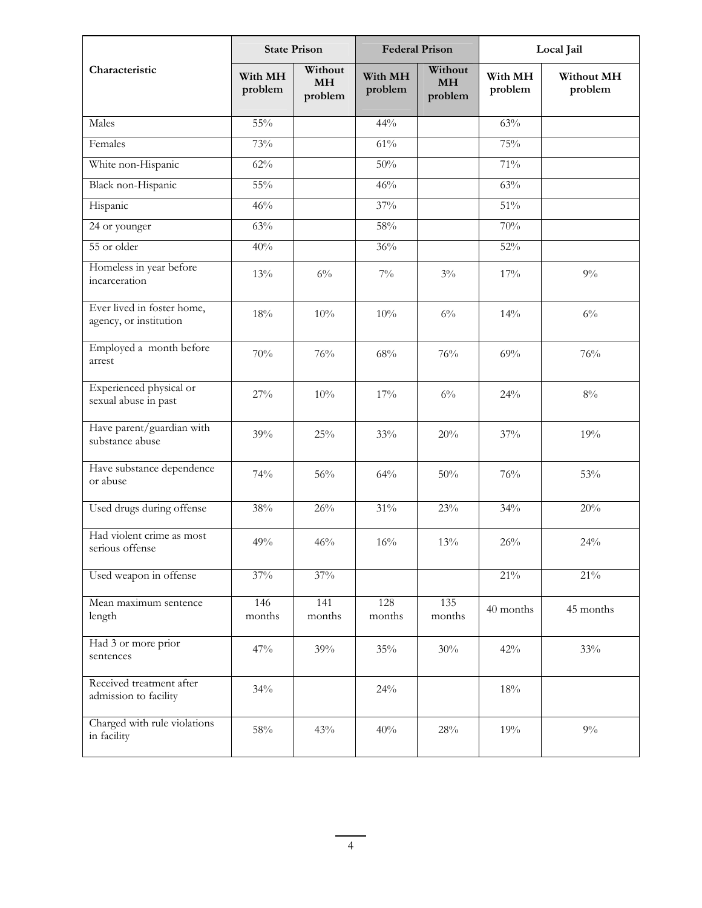| Characteristic | State Prison | | Federal Prison | | Local Jail | |
|---|---|---|---|---|---|---|
| | With MH problem | Without MH problem | With MH problem | Without MH problem | With MH problem | Without MH problem |
| Males | 55% | | 44% | | 63% | |
| Females | 73% | | 61% | | 75% | |
| White non-Hispanic | 62% | | 50% | | 71% | |
| Black non-Hispanic | 55% | | 46% | | 63% | |
| Hispanic | 46% | | 37% | | 51% | |
| 24 or younger | 63% | | 58% | | 70% | |
| 55 or older | 40% | | 36% | | 52% | |
| Homeless in year before incarceration | 13% | 6% | 7% | 3% | 17% | 9% |
| Ever lived in foster home, agency, or institution | 18% | 10% | 10% | 6% | 14% | 6% |
| Employed a month before arrest | 70% | 76% | 68% | 76% | 69% | 76% |
| Experienced physical or sexual abuse in past | 27% | 10% | 17% | 6% | 24% | 8% |
| Have parent/guardian with substance abuse | 39% | 25% | 33% | 20% | 37% | 19% |
| Have substance dependence or abuse | 74% | 56% | 64% | 50% | 76% | 53% |
| Used drugs during offense | 38% | 26% | 31% | 23% | 34% | 20% |
| Had violent crime as most serious offense | 49% | 46% | 16% | 13% | 26% | 24% |
| Used weapon in offense | 37% | 37% | | | 21% | 21% |
| Mean maximum sentence length | 146 months | 141 months | 128 months | 135 months | 40 months | 45 months |
| Had 3 or more prior sentences | 47% | 39% | 35% | 30% | 42% | 33% |
| Received treatment after admission to facility | 34% | | 24% | | 18% | |
| Charged with rule violations in facility | 58% | 43% | 40% | 28% | 19% | 9% |